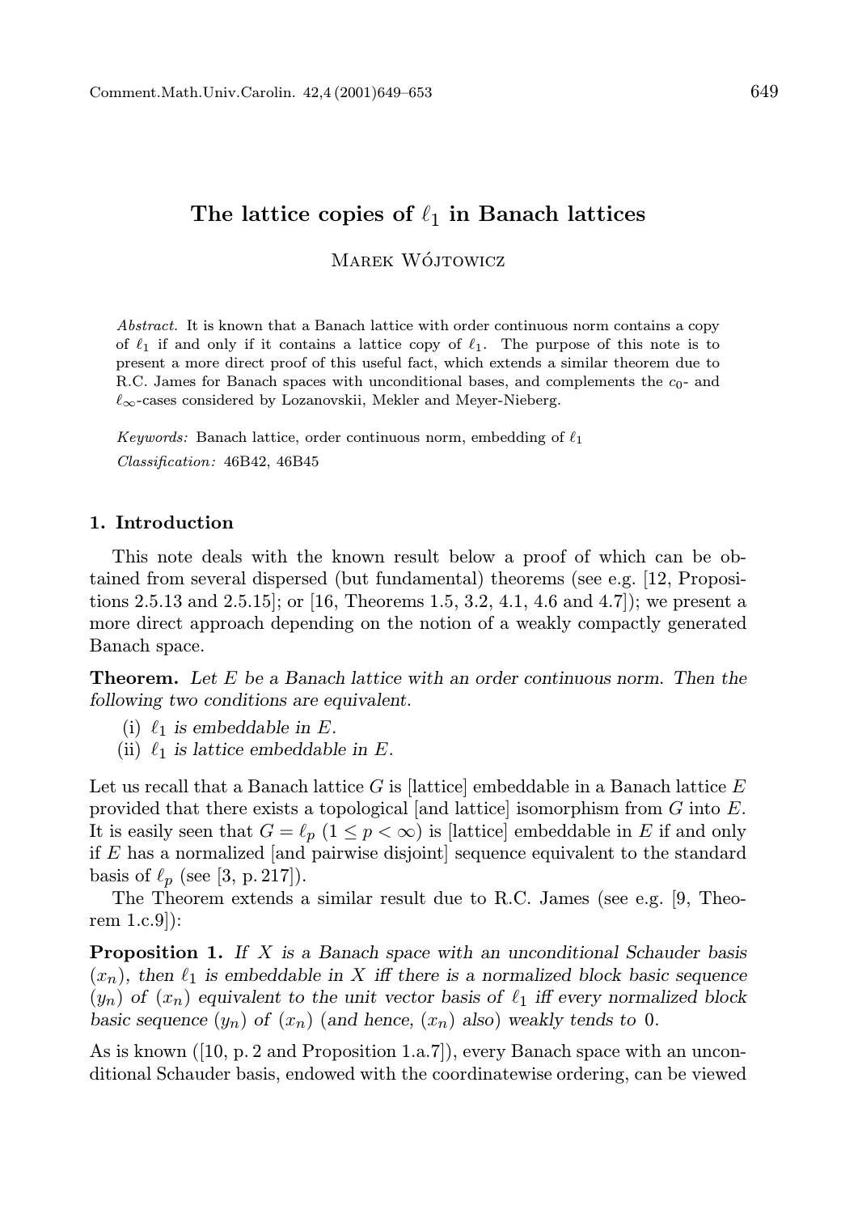# The lattice copies of $\ell_1$ in Banach lattices

Marek Wójtowicz

*Abstract.* It is known that a Banach lattice with order continuous norm contains a copy of $\ell_1$ if and only if it contains a lattice copy of $\ell_1$. The purpose of this note is to present a more direct proof of this useful fact, which extends a similar theorem due to R.C. James for Banach spaces with unconditional bases, and complements the $c_0$- and $\ell_\infty$-cases considered by Lozanovskii, Mekler and Meyer-Nieberg.

*Keywords:* Banach lattice, order continuous norm, embedding of $\ell_1$

*Classification:* 46B42, 46B45

## 1. Introduction

This note deals with the known result below a proof of which can be obtained from several dispersed (but fundamental) theorems (see e.g. [12, Propositions 2.5.13 and 2.5.15]; or [16, Theorems 1.5, 3.2, 4.1, 4.6 and 4.7]); we present a more direct approach depending on the notion of a weakly compactly generated Banach space.

**Theorem.** *Let $E$ be a Banach lattice with an order continuous norm. Then the following two conditions are equivalent.*

(i) *$\ell_1$ is embeddable in $E$.*

(ii) *$\ell_1$ is lattice embeddable in $E$.*

Let us recall that a Banach lattice $G$ is [lattice] embeddable in a Banach lattice $E$ provided that there exists a topological [and lattice] isomorphism from $G$ into $E$. It is easily seen that $G = \ell_p$ $(1 \leq p < \infty)$ is [lattice] embeddable in $E$ if and only if $E$ has a normalized [and pairwise disjoint] sequence equivalent to the standard basis of $\ell_p$ (see [3, p. 217]).

The Theorem extends a similar result due to R.C. James (see e.g. [9, Theorem 1.c.9]):

**Proposition 1.** *If $X$ is a Banach space with an unconditional Schauder basis $(x_n)$, then $\ell_1$ is embeddable in $X$ iff there is a normalized block basic sequence $(y_n)$ of $(x_n)$ equivalent to the unit vector basis of $\ell_1$ iff every normalized block basic sequence $(y_n)$ of $(x_n)$ (and hence, $(x_n)$ also) weakly tends to $0$.*

As is known ([10, p. 2 and Proposition 1.a.7]), every Banach space with an unconditional Schauder basis, endowed with the coordinatewise ordering, can be viewed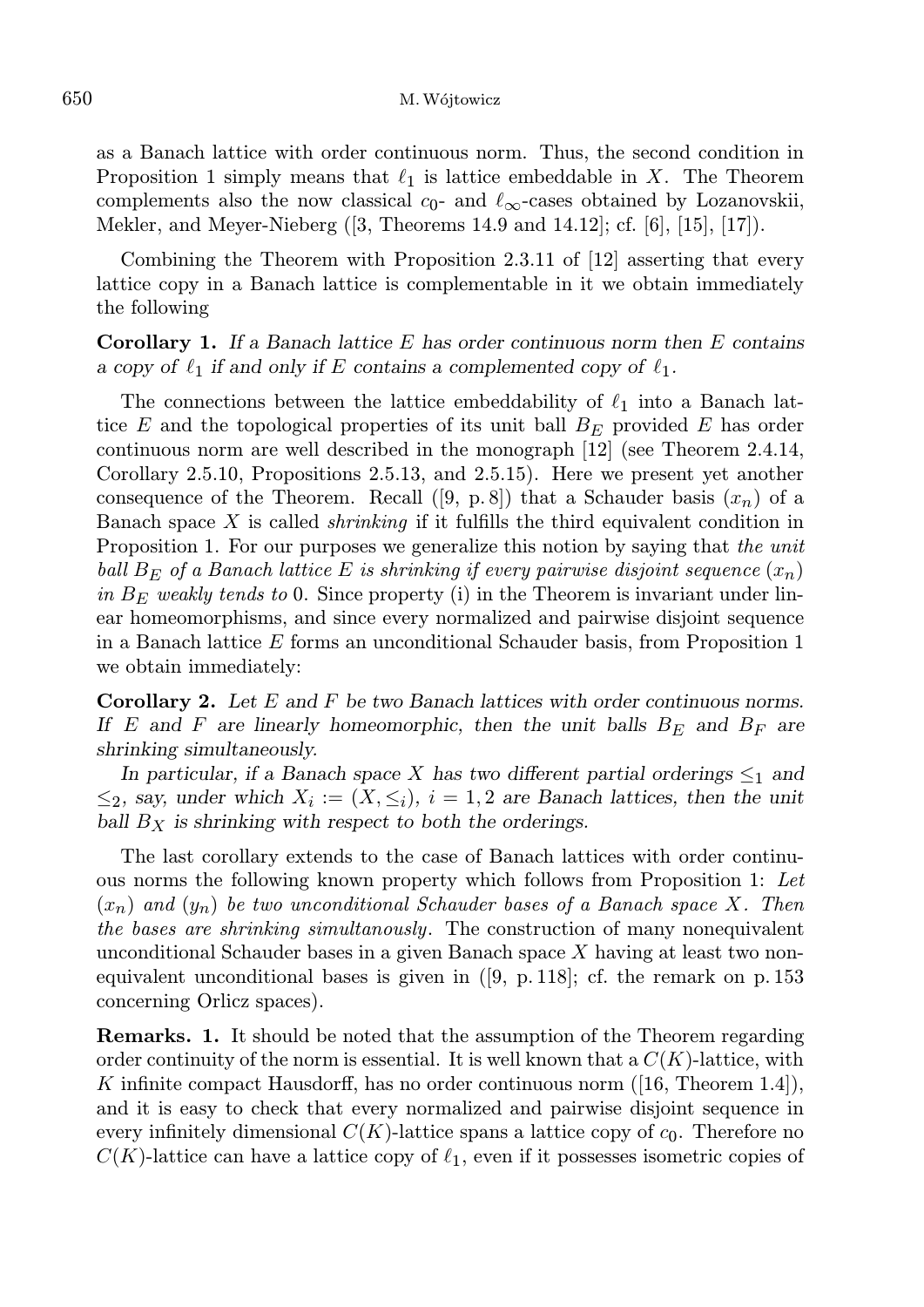as a Banach lattice with order continuous norm. Thus, the second condition in Proposition 1 simply means that $\ell_1$ is lattice embeddable in $X$. The Theorem complements also the now classical $c_0$- and $\ell_\infty$-cases obtained by Lozanovskii, Mekler, and Meyer-Nieberg ([3, Theorems 14.9 and 14.12]; cf. [6], [15], [17]).

Combining the Theorem with Proposition 2.3.11 of [12] asserting that every lattice copy in a Banach lattice is complementable in it we obtain immediately the following

**Corollary 1.** *If a Banach lattice $E$ has order continuous norm then $E$ contains a copy of $\ell_1$ if and only if $E$ contains a complemented copy of $\ell_1$.*

The connections between the lattice embeddability of $\ell_1$ into a Banach lattice $E$ and the topological properties of its unit ball $B_E$ provided $E$ has order continuous norm are well described in the monograph [12] (see Theorem 2.4.14, Corollary 2.5.10, Propositions 2.5.13, and 2.5.15). Here we present yet another consequence of the Theorem. Recall ([9, p. 8]) that a Schauder basis $(x_n)$ of a Banach space $X$ is called *shrinking* if it fulfills the third equivalent condition in Proposition 1. For our purposes we generalize this notion by saying that *the unit ball $B_E$ of a Banach lattice $E$ is shrinking if every pairwise disjoint sequence $(x_n)$ in $B_E$ weakly tends to* 0. Since property (i) in the Theorem is invariant under linear homeomorphisms, and since every normalized and pairwise disjoint sequence in a Banach lattice $E$ forms an unconditional Schauder basis, from Proposition 1 we obtain immediately:

**Corollary 2.** *Let $E$ and $F$ be two Banach lattices with order continuous norms. If $E$ and $F$ are linearly homeomorphic, then the unit balls $B_E$ and $B_F$ are shrinking simultaneously.*

*In particular, if a Banach space $X$ has two different partial orderings $\leq_1$ and $\leq_2$, say, under which $X_i := (X, \leq_i)$, $i = 1, 2$ are Banach lattices, then the unit ball $B_X$ is shrinking with respect to both the orderings.*

The last corollary extends to the case of Banach lattices with order continuous norms the following known property which follows from Proposition 1: *Let $(x_n)$ and $(y_n)$ be two unconditional Schauder bases of a Banach space $X$. Then the bases are shrinking simultanously.* The construction of many nonequivalent unconditional Schauder bases in a given Banach space $X$ having at least two nonequivalent unconditional bases is given in ([9, p. 118]; cf. the remark on p. 153 concerning Orlicz spaces).

**Remarks. 1.** It should be noted that the assumption of the Theorem regarding order continuity of the norm is essential. It is well known that a $C(K)$-lattice, with $K$ infinite compact Hausdorff, has no order continuous norm ([16, Theorem 1.4]), and it is easy to check that every normalized and pairwise disjoint sequence in every infinitely dimensional $C(K)$-lattice spans a lattice copy of $c_0$. Therefore no $C(K)$-lattice can have a lattice copy of $\ell_1$, even if it possesses isometric copies of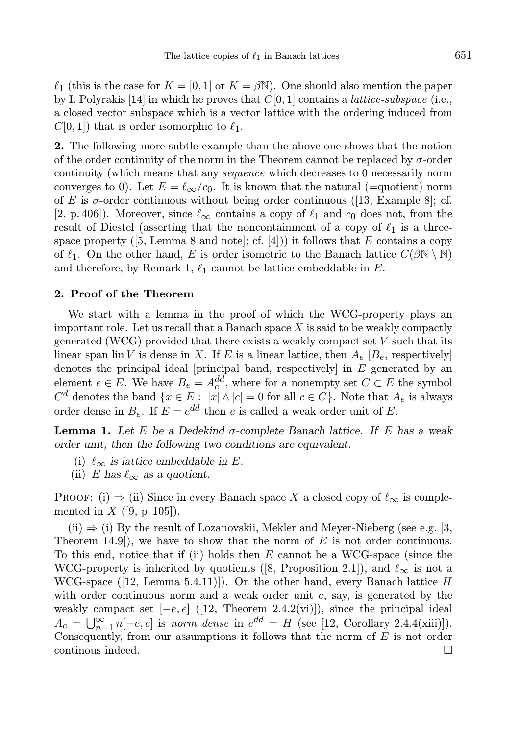$\ell_1$ (this is the case for $K = [0,1]$ or $K = \beta\mathbb{N}$). One should also mention the paper by I. Polyrakis [14] in which he proves that $C[0,1]$ contains a *lattice-subspace* (i.e., a closed vector subspace which is a vector lattice with the ordering induced from $C[0,1]$) that is order isomorphic to $\ell_1$.

**2.** The following more subtle example than the above one shows that the notion of the order continuity of the norm in the Theorem cannot be replaced by $\sigma$-order continuity (which means that any *sequence* which decreases to 0 necessarily norm converges to 0). Let $E = \ell_\infty/c_0$. It is known that the natural (=quotient) norm of $E$ is $\sigma$-order continuous without being order continuous ([13, Example 8]; cf. [2, p. 406]). Moreover, since $\ell_\infty$ contains a copy of $\ell_1$ and $c_0$ does not, from the result of Diestel (asserting that the noncontainment of a copy of $\ell_1$ is a three-space property ([5, Lemma 8 and note]; cf. [4])) it follows that $E$ contains a copy of $\ell_1$. On the other hand, $E$ is order isometric to the Banach lattice $C(\beta\mathbb{N} \setminus \mathbb{N})$ and therefore, by Remark 1, $\ell_1$ cannot be lattice embeddable in $E$.

## 2. Proof of the Theorem

We start with a lemma in the proof of which the WCG-property plays an important role. Let us recall that a Banach space $X$ is said to be weakly compactly generated (WCG) provided that there exists a weakly compact set $V$ such that its linear span $\operatorname{lin} V$ is dense in $X$. If $E$ is a linear lattice, then $A_e$ [$B_e$, respectively] denotes the principal ideal [principal band, respectively] in $E$ generated by an element $e \in E$. We have $B_e = A_e^{dd}$, where for a nonempty set $C \subset E$ the symbol $C^d$ denotes the band $\{x \in E : |x| \wedge |c| = 0 \text{ for all } c \in C\}$. Note that $A_e$ is always order dense in $B_e$. If $E = e^{dd}$ then $e$ is called a weak order unit of $E$.

**Lemma 1.** *Let $E$ be a Dedekind $\sigma$-complete Banach lattice. If $E$ has a weak order unit, then the following two conditions are equivalent.*

(i) *$\ell_\infty$ is lattice embeddable in $E$.*
(ii) *$E$ has $\ell_\infty$ as a quotient.*

Proof: (i) $\Rightarrow$ (ii) Since in every Banach space $X$ a closed copy of $\ell_\infty$ is complemented in $X$ ([9, p. 105]).

(ii) $\Rightarrow$ (i) By the result of Lozanovskii, Mekler and Meyer-Nieberg (see e.g. [3, Theorem 14.9]), we have to show that the norm of $E$ is not order continuous. To this end, notice that if (ii) holds then $E$ cannot be a WCG-space (since the WCG-property is inherited by quotients ([8, Proposition 2.1]), and $\ell_\infty$ is not a WCG-space ([12, Lemma 5.4.11)]). On the other hand, every Banach lattice $H$ with order continuous norm and a weak order unit $e$, say, is generated by the weakly compact set $[-e, e]$ ([12, Theorem 2.4.2(vi)]), since the principal ideal $A_e = \bigcup_{n=1}^{\infty} n[-e,e]$ is *norm dense* in $e^{dd} = H$ (see [12, Corollary 2.4.4(xiii)]). Consequently, from our assumptions it follows that the norm of $E$ is not order continous indeed. $\square$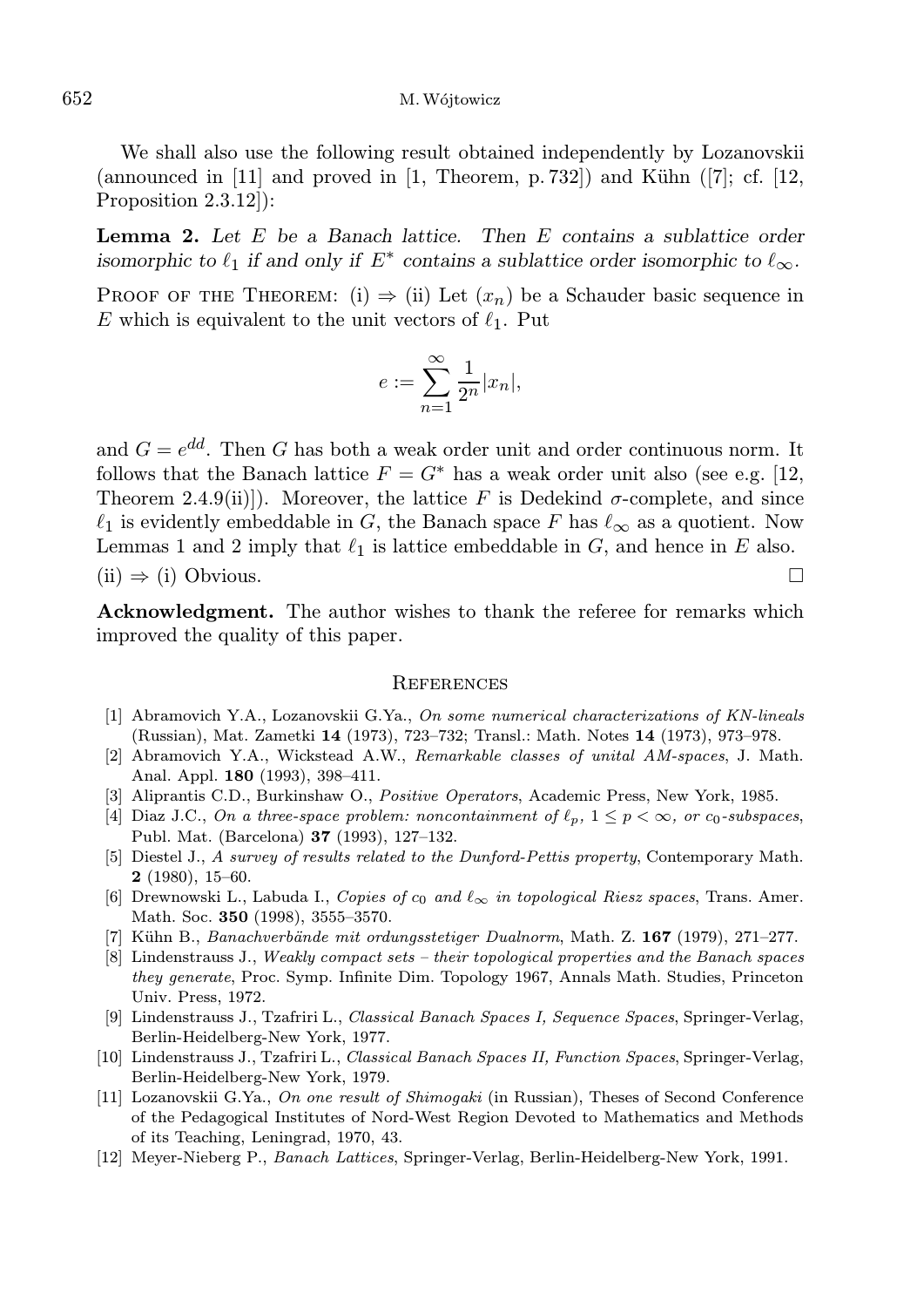We shall also use the following result obtained independently by Lozanovskii (announced in [11] and proved in [1, Theorem, p. 732]) and Kühn ([7]; cf. [12, Proposition 2.3.12]):

**Lemma 2.** *Let $E$ be a Banach lattice. Then $E$ contains a sublattice order isomorphic to $\ell_1$ if and only if $E^*$ contains a sublattice order isomorphic to $\ell_\infty$.*

Proof of the Theorem: (i) $\Rightarrow$ (ii) Let $(x_n)$ be a Schauder basic sequence in $E$ which is equivalent to the unit vectors of $\ell_1$. Put

$$e := \sum_{n=1}^{\infty} \frac{1}{2^n} |x_n|,$$

and $G = e^{dd}$. Then $G$ has both a weak order unit and order continuous norm. It follows that the Banach lattice $F = G^*$ has a weak order unit also (see e.g. [12, Theorem 2.4.9(ii)]). Moreover, the lattice $F$ is Dedekind $\sigma$-complete, and since $\ell_1$ is evidently embeddable in $G$, the Banach space $F$ has $\ell_\infty$ as a quotient. Now Lemmas 1 and 2 imply that $\ell_1$ is lattice embeddable in $G$, and hence in $E$ also.

(ii) $\Rightarrow$ (i) Obvious. □

**Acknowledgment.** The author wishes to thank the referee for remarks which improved the quality of this paper.

## References

[1] Abramovich Y.A., Lozanovskii G.Ya., *On some numerical characterizations of KN-lineals* (Russian), Mat. Zametki **14** (1973), 723–732; Transl.: Math. Notes **14** (1973), 973–978.

[2] Abramovich Y.A., Wickstead A.W., *Remarkable classes of unital AM-spaces*, J. Math. Anal. Appl. **180** (1993), 398–411.

[3] Aliprantis C.D., Burkinshaw O., *Positive Operators*, Academic Press, New York, 1985.

[4] Diaz J.C., *On a three-space problem: noncontainment of $\ell_p$, $1 \le p < \infty$, or $c_0$-subspaces*, Publ. Mat. (Barcelona) **37** (1993), 127–132.

[5] Diestel J., *A survey of results related to the Dunford-Pettis property*, Contemporary Math. **2** (1980), 15–60.

[6] Drewnowski L., Labuda I., *Copies of $c_0$ and $\ell_\infty$ in topological Riesz spaces*, Trans. Amer. Math. Soc. **350** (1998), 3555–3570.

[7] Kühn B., *Banachverbände mit ordungsstetiger Dualnorm*, Math. Z. **167** (1979), 271–277.

[8] Lindenstrauss J., *Weakly compact sets – their topological properties and the Banach spaces they generate*, Proc. Symp. Infinite Dim. Topology 1967, Annals Math. Studies, Princeton Univ. Press, 1972.

[9] Lindenstrauss J., Tzafriri L., *Classical Banach Spaces I, Sequence Spaces*, Springer-Verlag, Berlin-Heidelberg-New York, 1977.

[10] Lindenstrauss J., Tzafriri L., *Classical Banach Spaces II, Function Spaces*, Springer-Verlag, Berlin-Heidelberg-New York, 1979.

[11] Lozanovskii G.Ya., *On one result of Shimogaki* (in Russian), Theses of Second Conference of the Pedagogical Institutes of Nord-West Region Devoted to Mathematics and Methods of its Teaching, Leningrad, 1970, 43.

[12] Meyer-Nieberg P., *Banach Lattices*, Springer-Verlag, Berlin-Heidelberg-New York, 1991.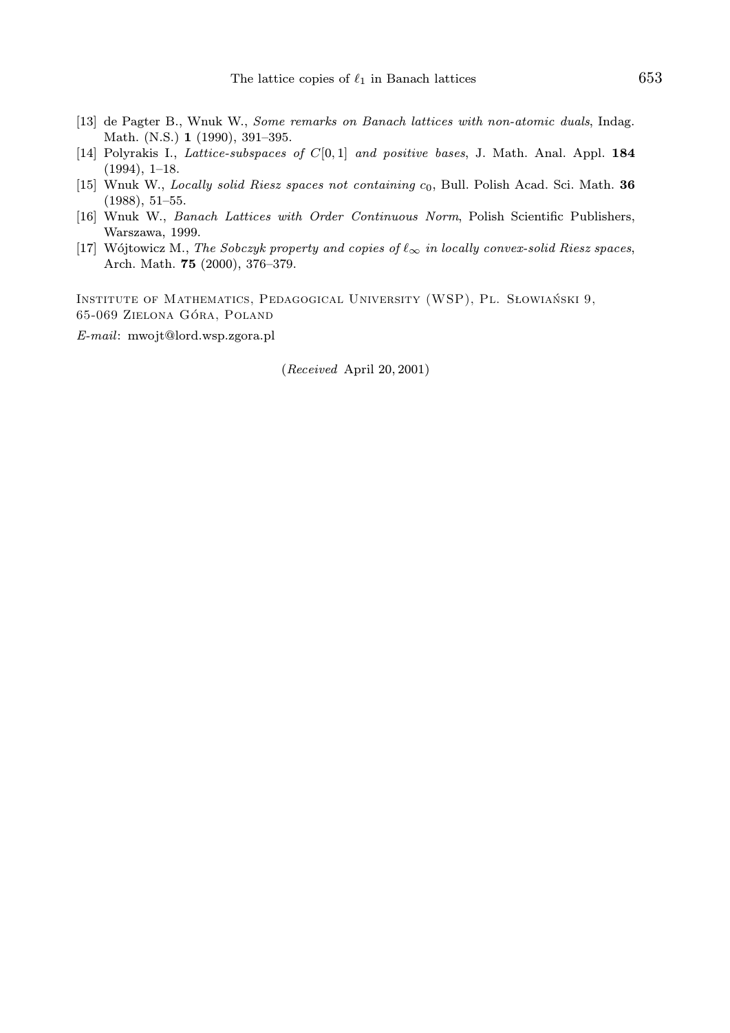[13] de Pagter B., Wnuk W., *Some remarks on Banach lattices with non-atomic duals*, Indag. Math. (N.S.) **1** (1990), 391–395.

[14] Polyrakis I., *Lattice-subspaces of $C[0,1]$ and positive bases*, J. Math. Anal. Appl. **184** (1994), 1–18.

[15] Wnuk W., *Locally solid Riesz spaces not containing $c_0$*, Bull. Polish Acad. Sci. Math. **36** (1988), 51–55.

[16] Wnuk W., *Banach Lattices with Order Continuous Norm*, Polish Scientific Publishers, Warszawa, 1999.

[17] Wójtowicz M., *The Sobczyk property and copies of $\ell_\infty$ in locally convex-solid Riesz spaces*, Arch. Math. **75** (2000), 376–379.

Institute of Mathematics, Pedagogical University (WSP), Pl. Słowiański 9, 65-069 Zielona Góra, Poland

*E-mail*: mwojt@lord.wsp.zgora.pl

(*Received* April 20, 2001)